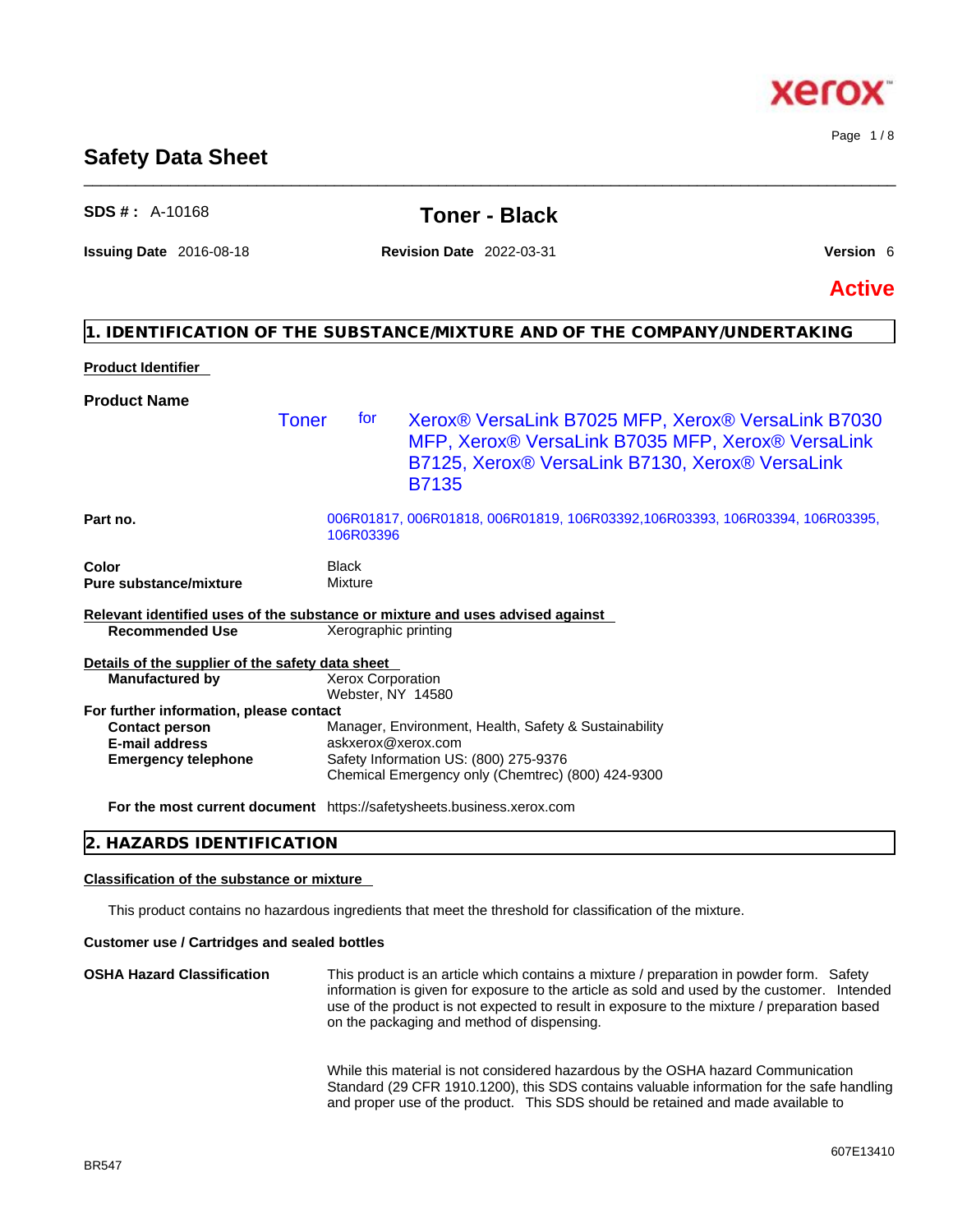# Safety Data Sheet

**SDS # :** A-10168

## Toner - Black

**Issuing Date** 2016-08-18 **Revision Date** 2022-03-31 **Version** 6

**Active**

## 1. IDENTIFICATION OF THE SUBSTANCE/MIXTURE AND OF THE COMPANY/UNDERTAKING

**Product Identifier**

**Product Name**

Toner for Xerox® VersaLink B7025 MFP, Xerox® VersaLink B7030 MFP, Xerox® VersaLink B7035 MFP, Xerox® VersaLink B7125, Xerox® VersaLink B7130, Xerox® VersaLink B7135

**Part no.** 006R01817, 006R01818, 006R01819, 106R03392,106R03393, 106R03394, 106R03395, 106R03396

**Color** Black
**Pure substance/mixture** Mixture

**Relevant identified uses of the substance or mixture and uses advised against**
**Recommended Use** Xerographic printing

**Details of the supplier of the safety data sheet**
**Manufactured by** Xerox Corporation
Webster, NY 14580

**For further information, please contact**
**Contact person** Manager, Environment, Health, Safety & Sustainability
**E-mail address** askxerox@xerox.com
**Emergency telephone** Safety Information US: (800) 275-9376
Chemical Emergency only (Chemtrec) (800) 424-9300

**For the most current document** https://safetysheets.business.xerox.com

## 2. HAZARDS IDENTIFICATION

**Classification of the substance or mixture**

This product contains no hazardous ingredients that meet the threshold for classification of the mixture.

**Customer use / Cartridges and sealed bottles**

**OSHA Hazard Classification** This product is an article which contains a mixture / preparation in powder form. Safety information is given for exposure to the article as sold and used by the customer. Intended use of the product is not expected to result in exposure to the mixture / preparation based on the packaging and method of dispensing.

While this material is not considered hazardous by the OSHA hazard Communication Standard (29 CFR 1910.1200), this SDS contains valuable information for the safe handling and proper use of the product. This SDS should be retained and made available to

BR547

607E13410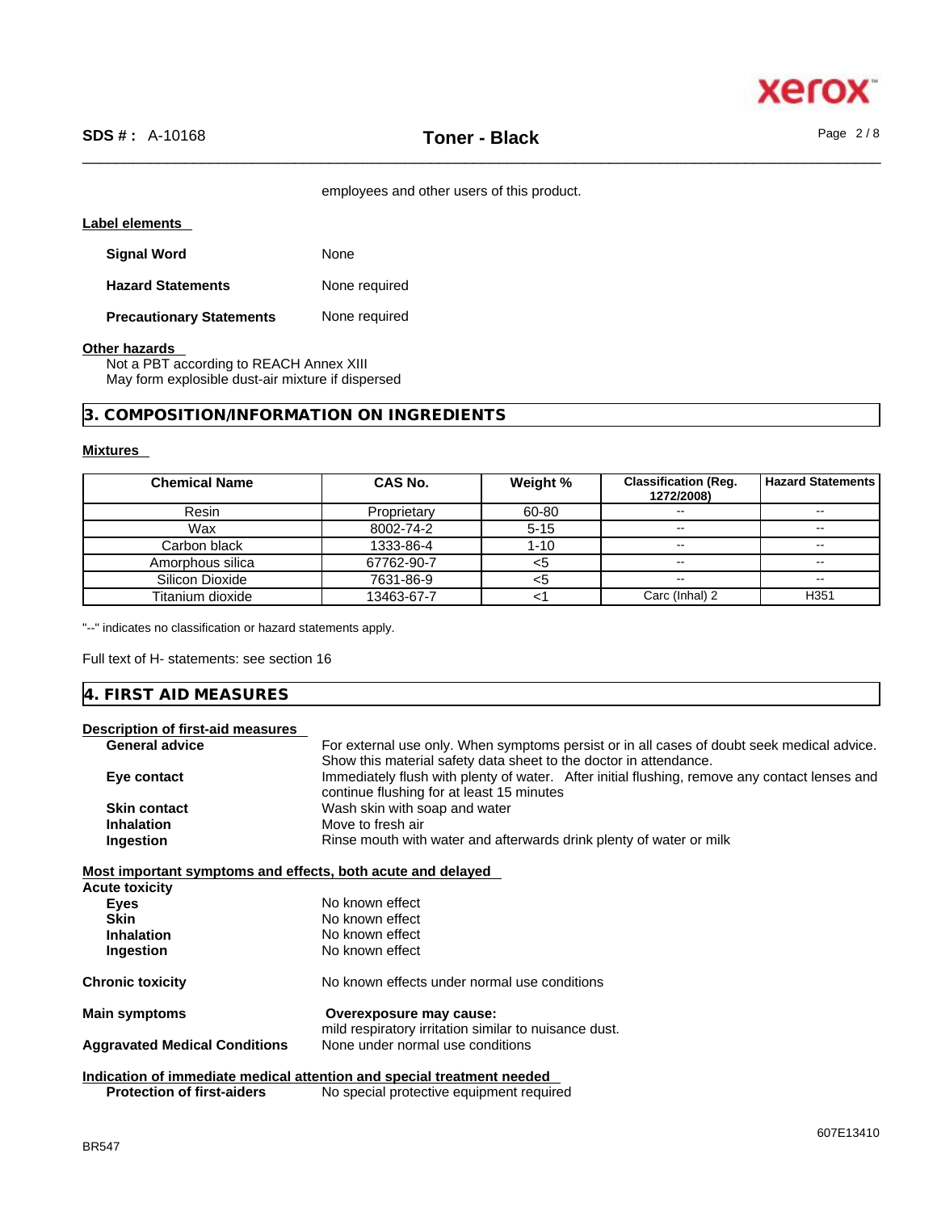employees and other users of this product.

**Label elements**

**Signal Word** None

**Hazard Statements** None required

**Precautionary Statements** None required

**Other hazards**

Not a PBT according to REACH Annex XIII
May form explosible dust-air mixture if dispersed

## 3. COMPOSITION/INFORMATION ON INGREDIENTS

**Mixtures**

| Chemical Name | CAS No. | Weight % | Classification (Reg. 1272/2008) | Hazard Statements |
|---|---|---|---|---|
| Resin | Proprietary | 60-80 | -- | -- |
| Wax | 8002-74-2 | 5-15 | -- | -- |
| Carbon black | 1333-86-4 | 1-10 | -- | -- |
| Amorphous silica | 67762-90-7 | <5 | -- | -- |
| Silicon Dioxide | 7631-86-9 | <5 | -- | -- |
| Titanium dioxide | 13463-67-7 | <1 | Carc (Inhal) 2 | H351 |

"--" indicates no classification or hazard statements apply.

Full text of H- statements: see section 16

## 4. FIRST AID MEASURES

**Description of first-aid measures**

**General advice** For external use only. When symptoms persist or in all cases of doubt seek medical advice. Show this material safety data sheet to the doctor in attendance.

**Eye contact** Immediately flush with plenty of water. After initial flushing, remove any contact lenses and continue flushing for at least 15 minutes

**Skin contact** Wash skin with soap and water

**Inhalation** Move to fresh air

**Ingestion** Rinse mouth with water and afterwards drink plenty of water or milk

**Most important symptoms and effects, both acute and delayed**

**Acute toxicity**

**Eyes** No known effect

**Skin** No known effect

**Inhalation** No known effect

**Ingestion** No known effect

**Chronic toxicity** No known effects under normal use conditions

**Main symptoms** **Overexposure may cause:**
mild respiratory irritation similar to nuisance dust.

**Aggravated Medical Conditions** None under normal use conditions

**Indication of immediate medical attention and special treatment needed**

**Protection of first-aiders** No special protective equipment required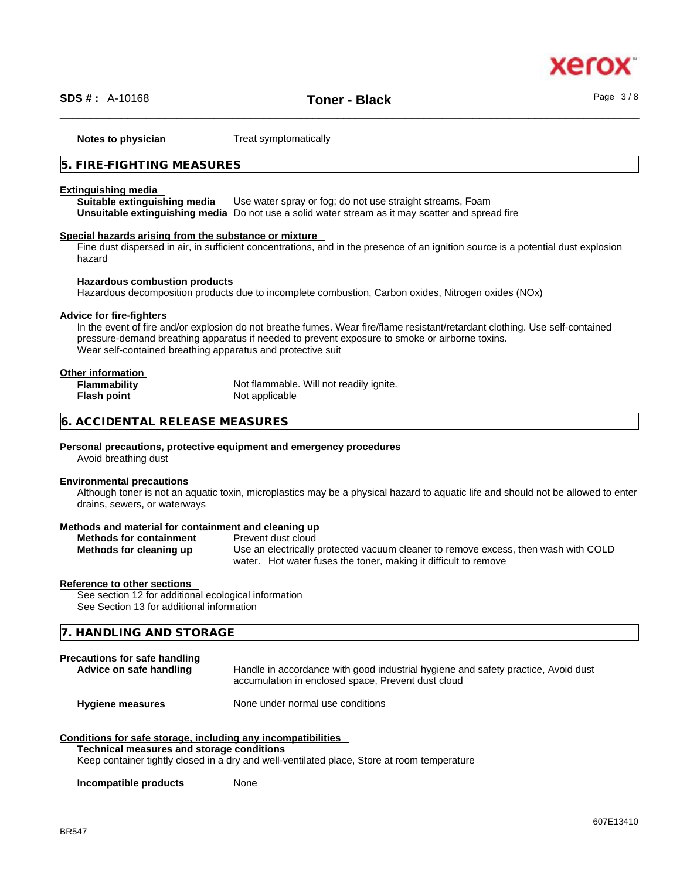**Notes to physician** Treat symptomatically

## 5. FIRE-FIGHTING MEASURES

**Extinguishing media**

**Suitable extinguishing media** Use water spray or fog; do not use straight streams, Foam

**Unsuitable extinguishing media** Do not use a solid water stream as it may scatter and spread fire

**Special hazards arising from the substance or mixture**

Fine dust dispersed in air, in sufficient concentrations, and in the presence of an ignition source is a potential dust explosion hazard

**Hazardous combustion products**

Hazardous decomposition products due to incomplete combustion, Carbon oxides, Nitrogen oxides (NOx)

**Advice for fire-fighters**

In the event of fire and/or explosion do not breathe fumes. Wear fire/flame resistant/retardant clothing. Use self-contained pressure-demand breathing apparatus if needed to prevent exposure to smoke or airborne toxins.
Wear self-contained breathing apparatus and protective suit

**Other information**

**Flammability** Not flammable. Will not readily ignite.

**Flash point** Not applicable

## 6. ACCIDENTAL RELEASE MEASURES

**Personal precautions, protective equipment and emergency procedures**

Avoid breathing dust

**Environmental precautions**

Although toner is not an aquatic toxin, microplastics may be a physical hazard to aquatic life and should not be allowed to enter drains, sewers, or waterways

**Methods and material for containment and cleaning up**

**Methods for containment** Prevent dust cloud

**Methods for cleaning up** Use an electrically protected vacuum cleaner to remove excess, then wash with COLD water. Hot water fuses the toner, making it difficult to remove

**Reference to other sections**

See section 12 for additional ecological information
See Section 13 for additional information

## 7. HANDLING AND STORAGE

**Precautions for safe handling**

**Advice on safe handling** Handle in accordance with good industrial hygiene and safety practice, Avoid dust accumulation in enclosed space, Prevent dust cloud

**Hygiene measures** None under normal use conditions

**Conditions for safe storage, including any incompatibilities**

**Technical measures and storage conditions**

Keep container tightly closed in a dry and well-ventilated place, Store at room temperature

**Incompatible products** None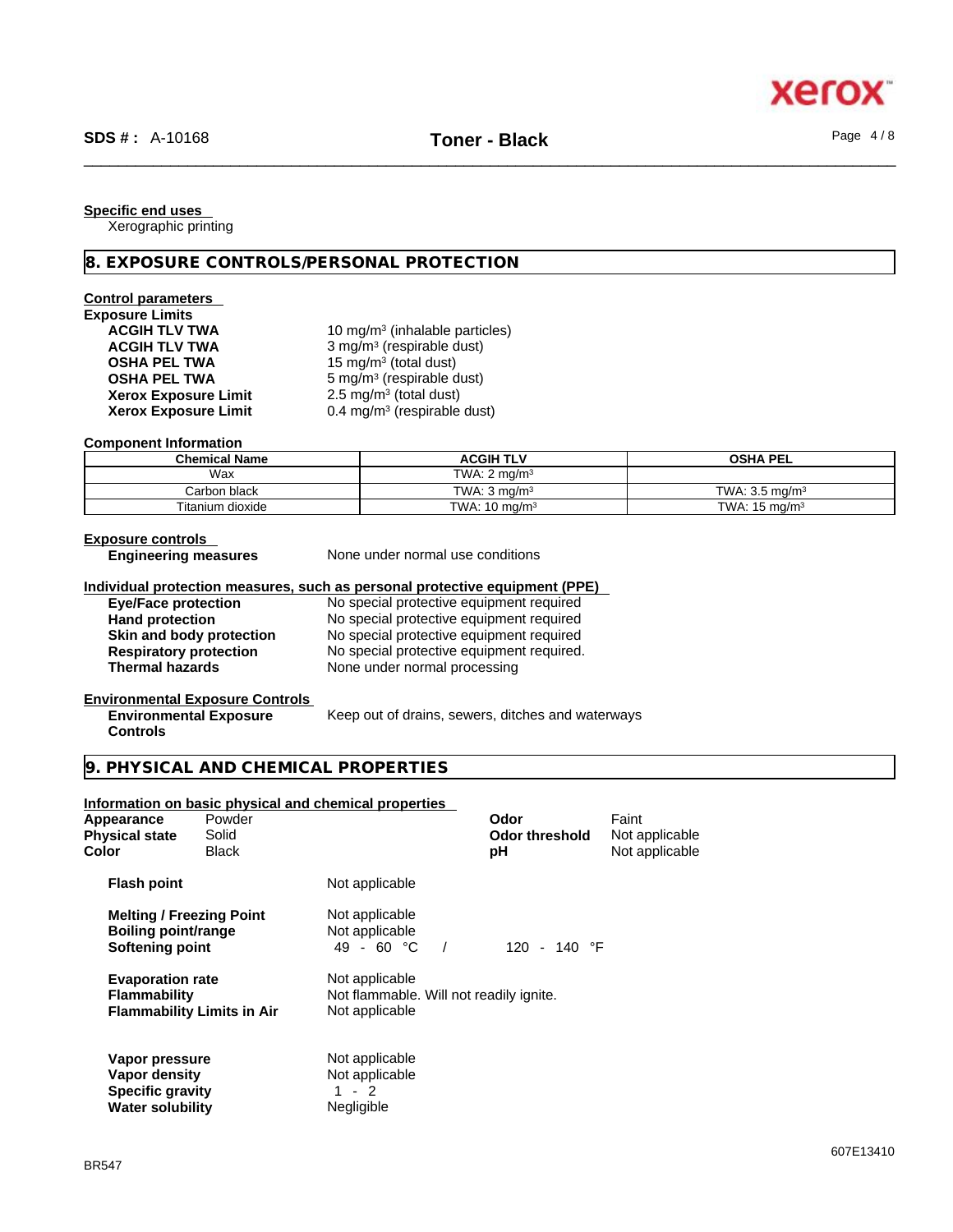**Specific end uses**

Xerographic printing

## 8. EXPOSURE CONTROLS/PERSONAL PROTECTION

**Control parameters**

**Exposure Limits**

| | |
|---|---|
| **ACGIH TLV TWA** | 10 $mg/m^3$ (inhalable particles) |
| **ACGIH TLV TWA** | 3 $mg/m^3$ (respirable dust) |
| **OSHA PEL TWA** | 15 $mg/m^3$ (total dust) |
| **OSHA PEL TWA** | 5 $mg/m^3$ (respirable dust) |
| **Xerox Exposure Limit** | 2.5 $mg/m^3$ (total dust) |
| **Xerox Exposure Limit** | 0.4 $mg/m^3$ (respirable dust) |

**Component Information**

| Chemical Name | ACGIH TLV | OSHA PEL |
|---|---|---|
| Wax | TWA: 2 $mg/m^3$ | |
| Carbon black | TWA: 3 $mg/m^3$ | TWA: 3.5 $mg/m^3$ |
| Titanium dioxide | TWA: 10 $mg/m^3$ | TWA: 15 $mg/m^3$ |

**Exposure controls**

| | |
|---|---|
| **Engineering measures** | None under normal use conditions |

**Individual protection measures, such as personal protective equipment (PPE)**

| | |
|---|---|
| **Eye/Face protection** | No special protective equipment required |
| **Hand protection** | No special protective equipment required |
| **Skin and body protection** | No special protective equipment required |
| **Respiratory protection** | No special protective equipment required. |
| **Thermal hazards** | None under normal processing |

**Environmental Exposure Controls**

| | |
|---|---|
| **Environmental Exposure Controls** | Keep out of drains, sewers, ditches and waterways |

## 9. PHYSICAL AND CHEMICAL PROPERTIES

**Information on basic physical and chemical properties**

| | | | |
|---|---|---|---|
| **Appearance** | Powder | **Odor** | Faint |
| **Physical state** | Solid | **Odor threshold** | Not applicable |
| **Color** | Black | **pH** | Not applicable |

| | |
|---|---|
| **Flash point** | Not applicable |
| **Melting / Freezing Point** | Not applicable |
| **Boiling point/range** | Not applicable |
| **Softening point** | 49 - 60 °C / 120 - 140 °F |
| **Evaporation rate** | Not applicable |
| **Flammability** | Not flammable. Will not readily ignite. |
| **Flammability Limits in Air** | Not applicable |
| **Vapor pressure** | Not applicable |
| **Vapor density** | Not applicable |
| **Specific gravity** | 1 - 2 |
| **Water solubility** | Negligible |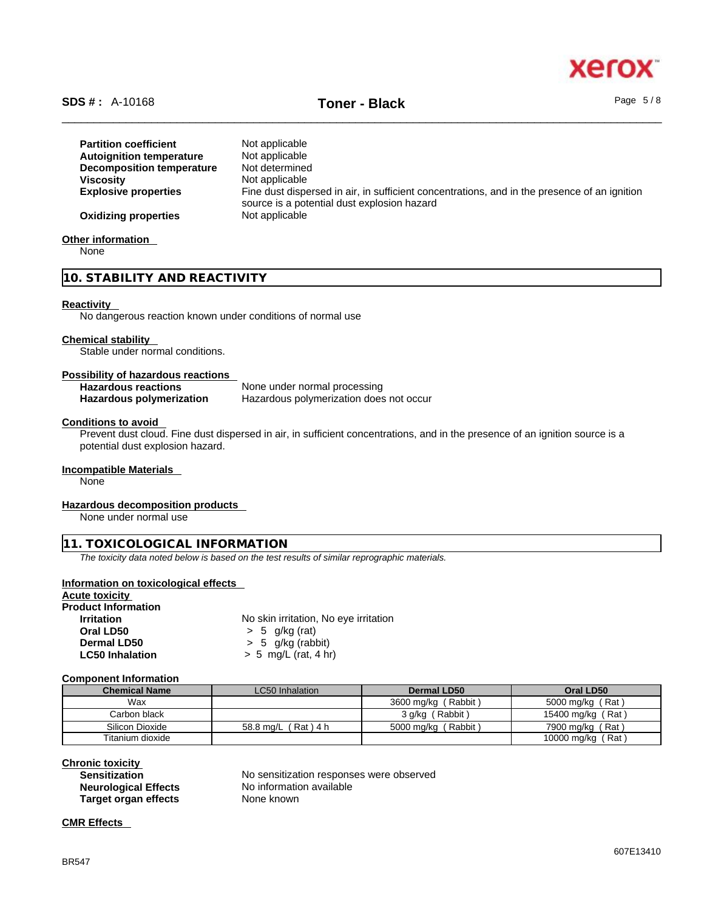| | |
|---|---|
| **Partition coefficient** | Not applicable |
| **Autoignition temperature** | Not applicable |
| **Decomposition temperature** | Not determined |
| **Viscosity** | Not applicable |
| **Explosive properties** | Fine dust dispersed in air, in sufficient concentrations, and in the presence of an ignition source is a potential dust explosion hazard |
| **Oxidizing properties** | Not applicable |

**Other information**

None

## 10. STABILITY AND REACTIVITY

**Reactivity**

No dangerous reaction known under conditions of normal use

**Chemical stability**

Stable under normal conditions.

**Possibility of hazardous reactions**

| | |
|---|---|
| **Hazardous reactions** | None under normal processing |
| **Hazardous polymerization** | Hazardous polymerization does not occur |

**Conditions to avoid**

Prevent dust cloud. Fine dust dispersed in air, in sufficient concentrations, and in the presence of an ignition source is a potential dust explosion hazard.

**Incompatible Materials**

None

**Hazardous decomposition products**

None under normal use

## 11. TOXICOLOGICAL INFORMATION

*The toxicity data noted below is based on the test results of similar reprographic materials.*

**Information on toxicological effects**

**Acute toxicity**

**Product Information**

| | |
|---|---|
| **Irritation** | No skin irritation, No eye irritation |
| **Oral LD50** | > 5 g/kg (rat) |
| **Dermal LD50** | > 5 g/kg (rabbit) |
| **LC50 Inhalation** | > 5 mg/L (rat, 4 hr) |

**Component Information**

| Chemical Name | LC50 Inhalation | Dermal LD50 | Oral LD50 |
|---|---|---|---|
| Wax | | 3600 mg/kg ( Rabbit ) | 5000 mg/kg ( Rat ) |
| Carbon black | | 3 g/kg ( Rabbit ) | 15400 mg/kg ( Rat ) |
| Silicon Dioxide | 58.8 mg/L ( Rat ) 4 h | 5000 mg/kg ( Rabbit ) | 7900 mg/kg ( Rat ) |
| Titanium dioxide | | | 10000 mg/kg ( Rat ) |

**Chronic toxicity**

| | |
|---|---|
| **Sensitization** | No sensitization responses were observed |
| **Neurological Effects** | No information available |
| **Target organ effects** | None known |

**CMR Effects**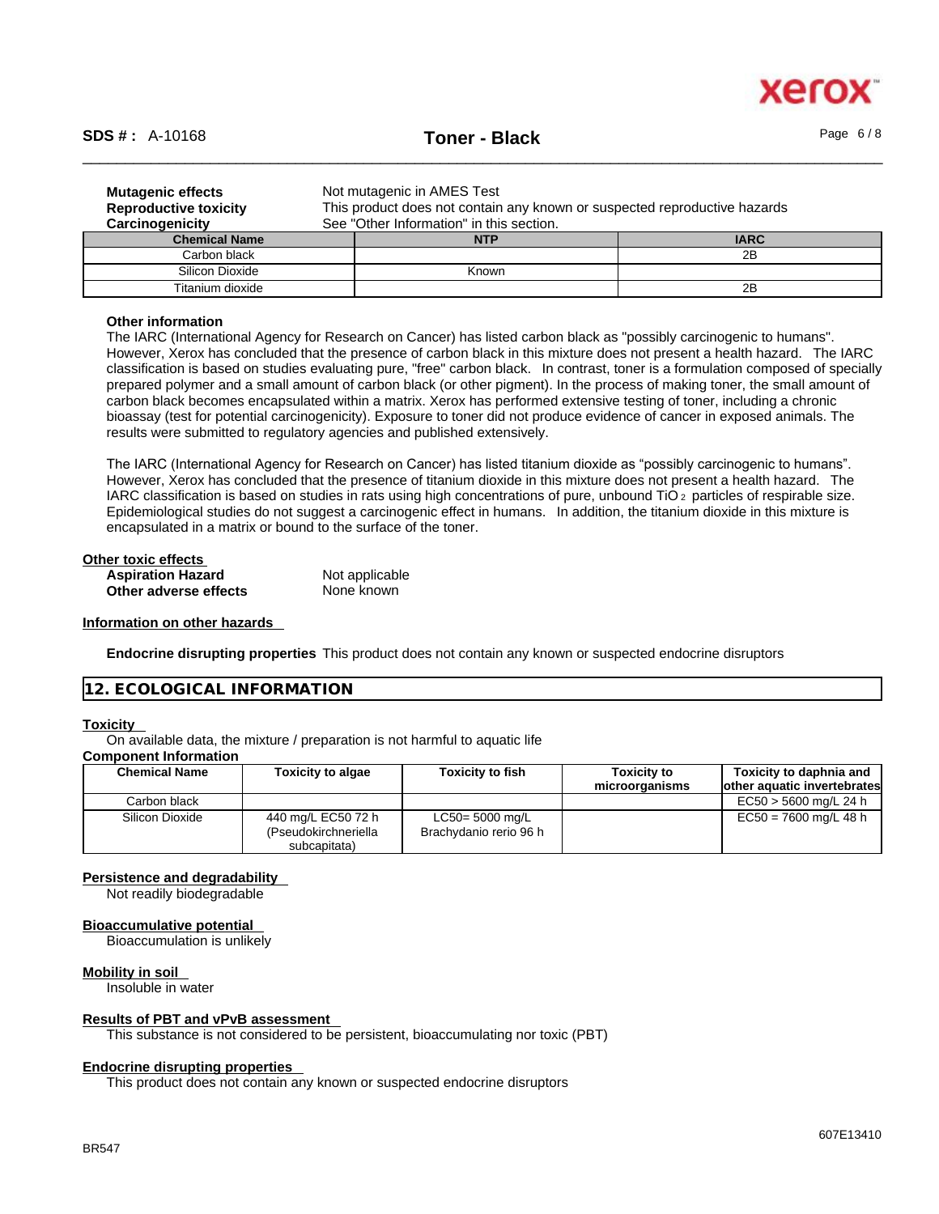**Mutagenic effects** Not mutagenic in AMES Test

**Reproductive toxicity** This product does not contain any known or suspected reproductive hazards

**Carcinogenicity** See "Other Information" in this section.

| Chemical Name | NTP | IARC |
|---|---|---|
| Carbon black | | 2B |
| Silicon Dioxide | Known | |
| Titanium dioxide | | 2B |

**Other information**

The IARC (International Agency for Research on Cancer) has listed carbon black as "possibly carcinogenic to humans". However, Xerox has concluded that the presence of carbon black in this mixture does not present a health hazard. The IARC classification is based on studies evaluating pure, "free" carbon black. In contrast, toner is a formulation composed of specially prepared polymer and a small amount of carbon black (or other pigment). In the process of making toner, the small amount of carbon black becomes encapsulated within a matrix. Xerox has performed extensive testing of toner, including a chronic bioassay (test for potential carcinogenicity). Exposure to toner did not produce evidence of cancer in exposed animals. The results were submitted to regulatory agencies and published extensively.

The IARC (International Agency for Research on Cancer) has listed titanium dioxide as "possibly carcinogenic to humans". However, Xerox has concluded that the presence of titanium dioxide in this mixture does not present a health hazard. The IARC classification is based on studies in rats using high concentrations of pure, unbound $TiO_2$ particles of respirable size. Epidemiological studies do not suggest a carcinogenic effect in humans. In addition, the titanium dioxide in this mixture is encapsulated in a matrix or bound to the surface of the toner.

**Other toxic effects**

**Aspiration Hazard** Not applicable

**Other adverse effects** None known

**Information on other hazards**

**Endocrine disrupting properties** This product does not contain any known or suspected endocrine disruptors

## 12. ECOLOGICAL INFORMATION

**Toxicity**

On available data, the mixture / preparation is not harmful to aquatic life

**Component Information**

| Chemical Name | Toxicity to algae | Toxicity to fish | Toxicity to microorganisms | Toxicity to daphnia and other aquatic invertebrates |
|---|---|---|---|---|
| Carbon black | | | | EC50 > 5600 mg/L 24 h |
| Silicon Dioxide | 440 mg/L EC50 72 h (Pseudokirchneriella subcapitata) | LC50= 5000 mg/L Brachydanio rerio 96 h | | EC50 = 7600 mg/L 48 h |

**Persistence and degradability**

Not readily biodegradable

**Bioaccumulative potential**

Bioaccumulation is unlikely

**Mobility in soil**

Insoluble in water

**Results of PBT and vPvB assessment**

This substance is not considered to be persistent, bioaccumulating nor toxic (PBT)

**Endocrine disrupting properties**

This product does not contain any known or suspected endocrine disruptors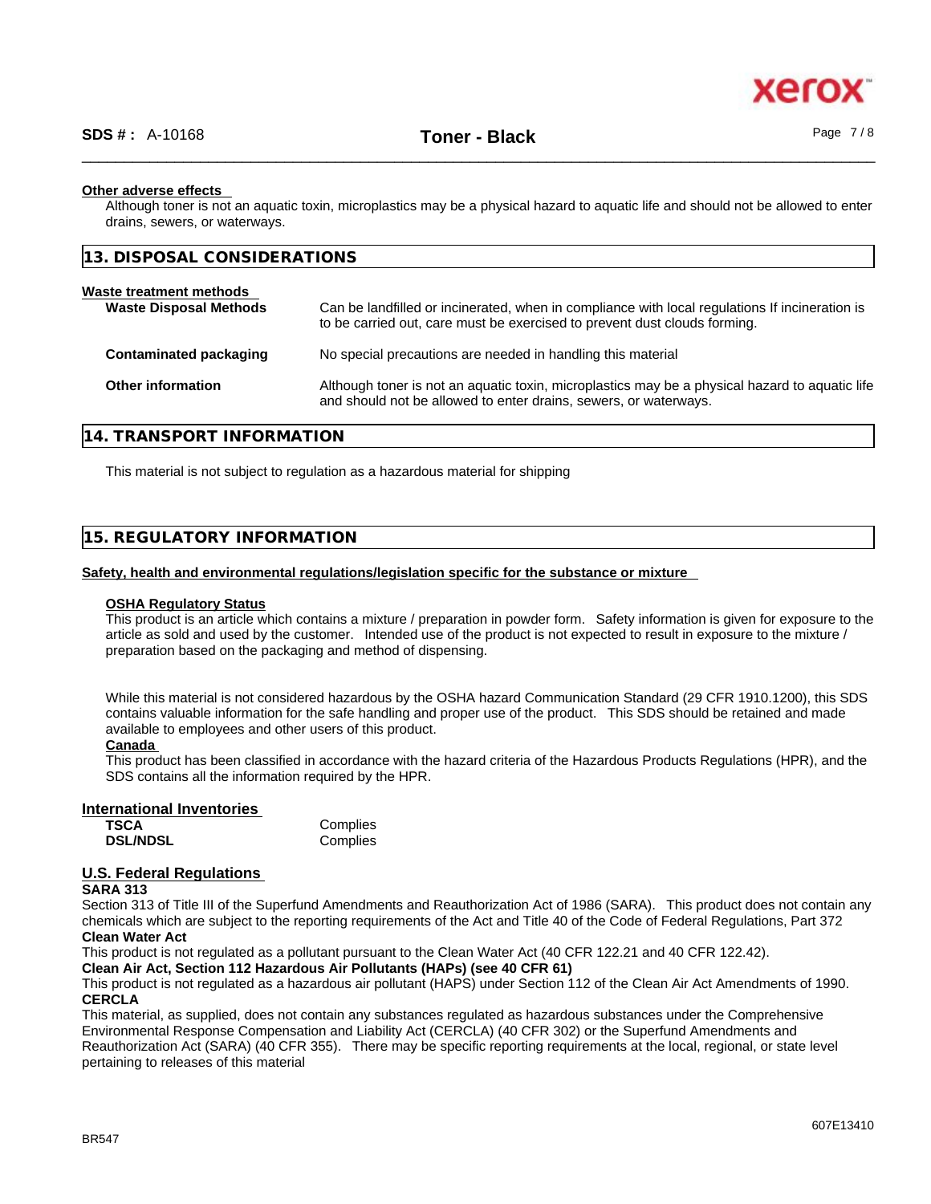**Other adverse effects**

Although toner is not an aquatic toxin, microplastics may be a physical hazard to aquatic life and should not be allowed to enter drains, sewers, or waterways.

## 13. DISPOSAL CONSIDERATIONS

**Waste treatment methods**

| | |
|---|---|
| **Waste Disposal Methods** | Can be landfilled or incinerated, when in compliance with local regulations If incineration is to be carried out, care must be exercised to prevent dust clouds forming. |
| **Contaminated packaging** | No special precautions are needed in handling this material |
| **Other information** | Although toner is not an aquatic toxin, microplastics may be a physical hazard to aquatic life and should not be allowed to enter drains, sewers, or waterways. |

## 14. TRANSPORT INFORMATION

This material is not subject to regulation as a hazardous material for shipping

## 15. REGULATORY INFORMATION

**Safety, health and environmental regulations/legislation specific for the substance or mixture**

**OSHA Regulatory Status**

This product is an article which contains a mixture / preparation in powder form. Safety information is given for exposure to the article as sold and used by the customer. Intended use of the product is not expected to result in exposure to the mixture / preparation based on the packaging and method of dispensing.

While this material is not considered hazardous by the OSHA hazard Communication Standard (29 CFR 1910.1200), this SDS contains valuable information for the safe handling and proper use of the product. This SDS should be retained and made available to employees and other users of this product.

**Canada**

This product has been classified in accordance with the hazard criteria of the Hazardous Products Regulations (HPR), and the SDS contains all the information required by the HPR.

**International Inventories**

| | |
|---|---|
| **TSCA** | Complies |
| **DSL/NDSL** | Complies |

**U.S. Federal Regulations**

**SARA 313**

Section 313 of Title III of the Superfund Amendments and Reauthorization Act of 1986 (SARA). This product does not contain any chemicals which are subject to the reporting requirements of the Act and Title 40 of the Code of Federal Regulations, Part 372

**Clean Water Act**

This product is not regulated as a pollutant pursuant to the Clean Water Act (40 CFR 122.21 and 40 CFR 122.42).

**Clean Air Act, Section 112 Hazardous Air Pollutants (HAPs) (see 40 CFR 61)**

This product is not regulated as a hazardous air pollutant (HAPS) under Section 112 of the Clean Air Act Amendments of 1990.

**CERCLA**

This material, as supplied, does not contain any substances regulated as hazardous substances under the Comprehensive Environmental Response Compensation and Liability Act (CERCLA) (40 CFR 302) or the Superfund Amendments and Reauthorization Act (SARA) (40 CFR 355). There may be specific reporting requirements at the local, regional, or state level pertaining to releases of this material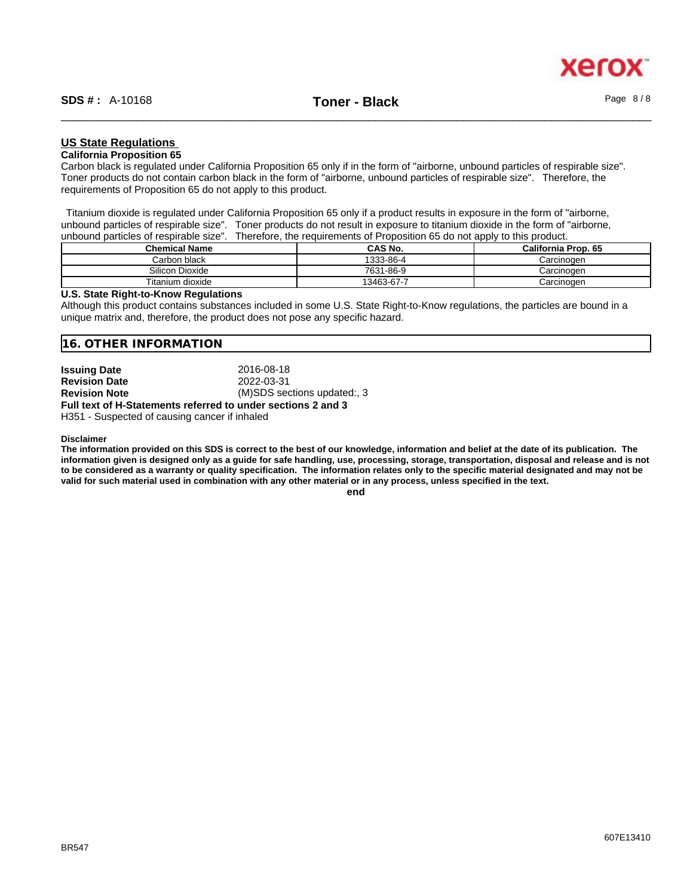## US State Regulations

**California Proposition 65**

Carbon black is regulated under California Proposition 65 only if in the form of "airborne, unbound particles of respirable size". Toner products do not contain carbon black in the form of "airborne, unbound particles of respirable size". Therefore, the requirements of Proposition 65 do not apply to this product.

Titanium dioxide is regulated under California Proposition 65 only if a product results in exposure in the form of "airborne, unbound particles of respirable size". Toner products do not result in exposure to titanium dioxide in the form of "airborne, unbound particles of respirable size". Therefore, the requirements of Proposition 65 do not apply to this product.

| Chemical Name | CAS No. | California Prop. 65 |
|---|---|---|
| Carbon black | 1333-86-4 | Carcinogen |
| Silicon Dioxide | 7631-86-9 | Carcinogen |
| Titanium dioxide | 13463-67-7 | Carcinogen |

**U.S. State Right-to-Know Regulations**

Although this product contains substances included in some U.S. State Right-to-Know regulations, the particles are bound in a unique matrix and, therefore, the product does not pose any specific hazard.

## 16. OTHER INFORMATION

**Issuing Date** 2016-08-18
**Revision Date** 2022-03-31
**Revision Note** (M)SDS sections updated:, 3

**Full text of H-Statements referred to under sections 2 and 3**

H351 - Suspected of causing cancer if inhaled

**Disclaimer**

**The information provided on this SDS is correct to the best of our knowledge, information and belief at the date of its publication. The information given is designed only as a guide for safe handling, use, processing, storage, transportation, disposal and release and is not to be considered as a warranty or quality specification. The information relates only to the specific material designated and may not be valid for such material used in combination with any other material or in any process, unless specified in the text.**

**end**

BR547

607E13410